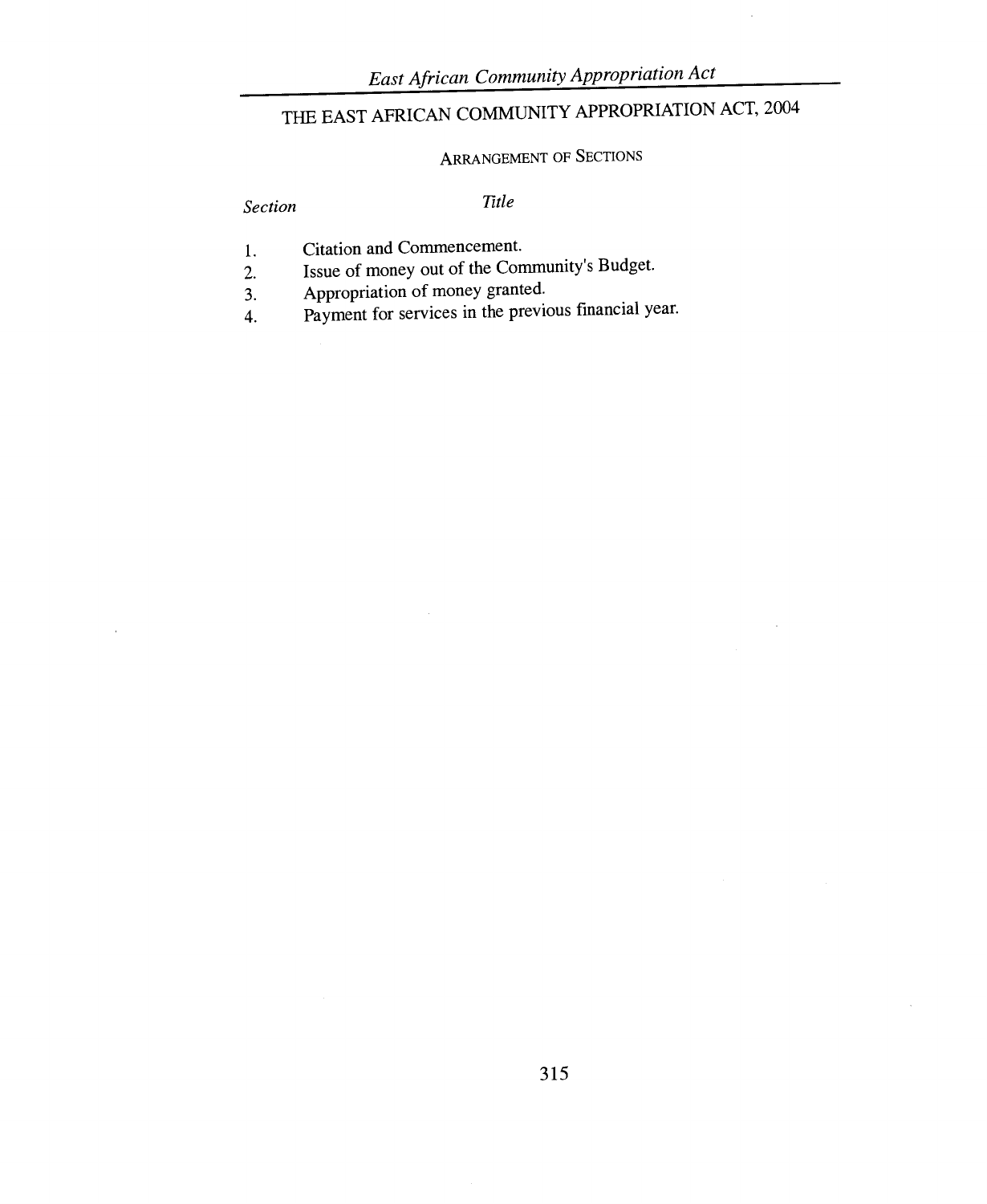# THE EAST AFRICAN COMMUNITY APPROPRIATION ACT, 2004

## ARRANGEMENT OF SECTIONS

| *Section* | *Title* |
|---|---|
| 1. | Citation and Commencement. |
| 2. | Issue of money out of the Community's Budget. |
| 3. | Appropriation of money granted. |
| 4. | Payment for services in the previous financial year. |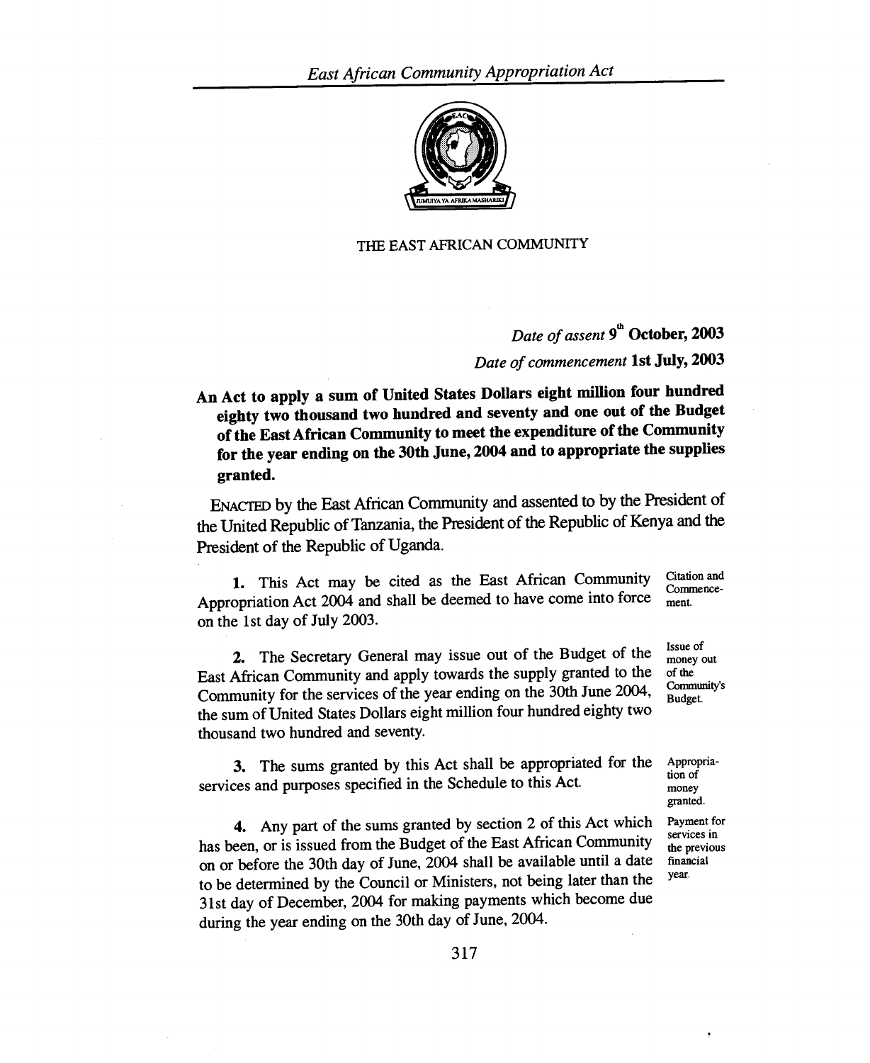THE EAST AFRICAN COMMUNITY

*Date of assent* **9th October, 2003**

*Date of commencement* **1st July, 2003**

**An Act to apply a sum of United States Dollars eight million four hundred eighty two thousand two hundred and seventy and one out of the Budget of the East African Community to meet the expenditure of the Community for the year ending on the 30th June, 2004 and to appropriate the supplies granted.**

ENACTED by the East African Community and assented to by the President of the United Republic of Tanzania, the President of the Republic of Kenya and the President of the Republic of Uganda.

*Citation and Commencement.*

**1.** This Act may be cited as the East African Community Appropriation Act 2004 and shall be deemed to have come into force on the 1st day of July 2003.

*Issue of money out of the Community's Budget.*

**2.** The Secretary General may issue out of the Budget of the East African Community and apply towards the supply granted to the Community for the services of the year ending on the 30th June 2004, the sum of United States Dollars eight million four hundred eighty two thousand two hundred and seventy.

*Appropriation of money granted.*

**3.** The sums granted by this Act shall be appropriated for the services and purposes specified in the Schedule to this Act.

*Payment for services in the previous financial year.*

**4.** Any part of the sums granted by section 2 of this Act which has been, or is issued from the Budget of the East African Community on or before the 30th day of June, 2004 shall be available until a date to be determined by the Council or Ministers, not being later than the 31st day of December, 2004 for making payments which become due during the year ending on the 30th day of June, 2004.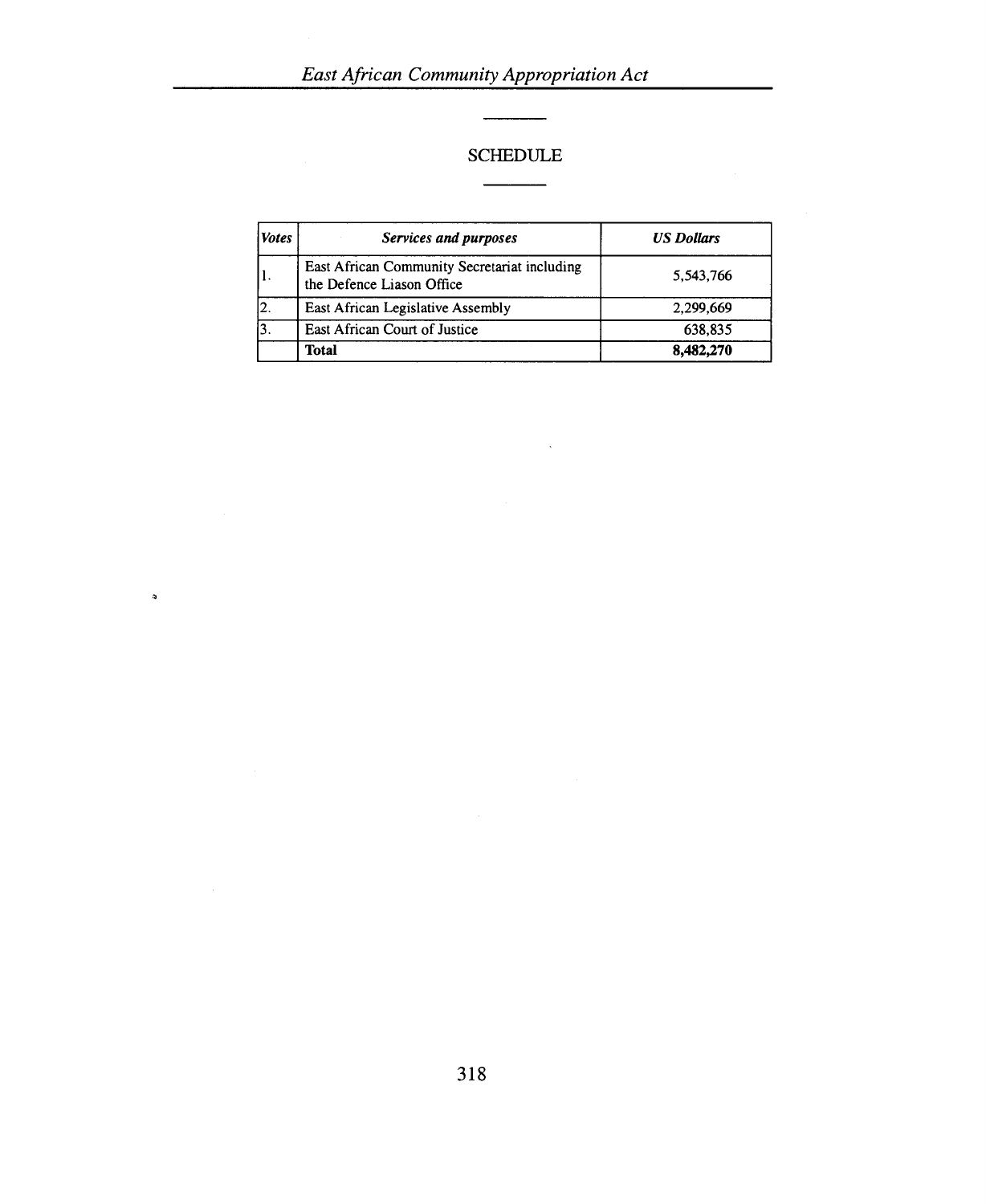## SCHEDULE

| *Votes* | *Services and purposes* | *US Dollars* |
|---|---|---|
| 1. | East African Community Secretariat including the Defence Liason Office | 5,543,766 |
| 2. | East African Legislative Assembly | 2,299,669 |
| 3. | East African Court of Justice | 638,835 |
| | **Total** | **8,482,270** |